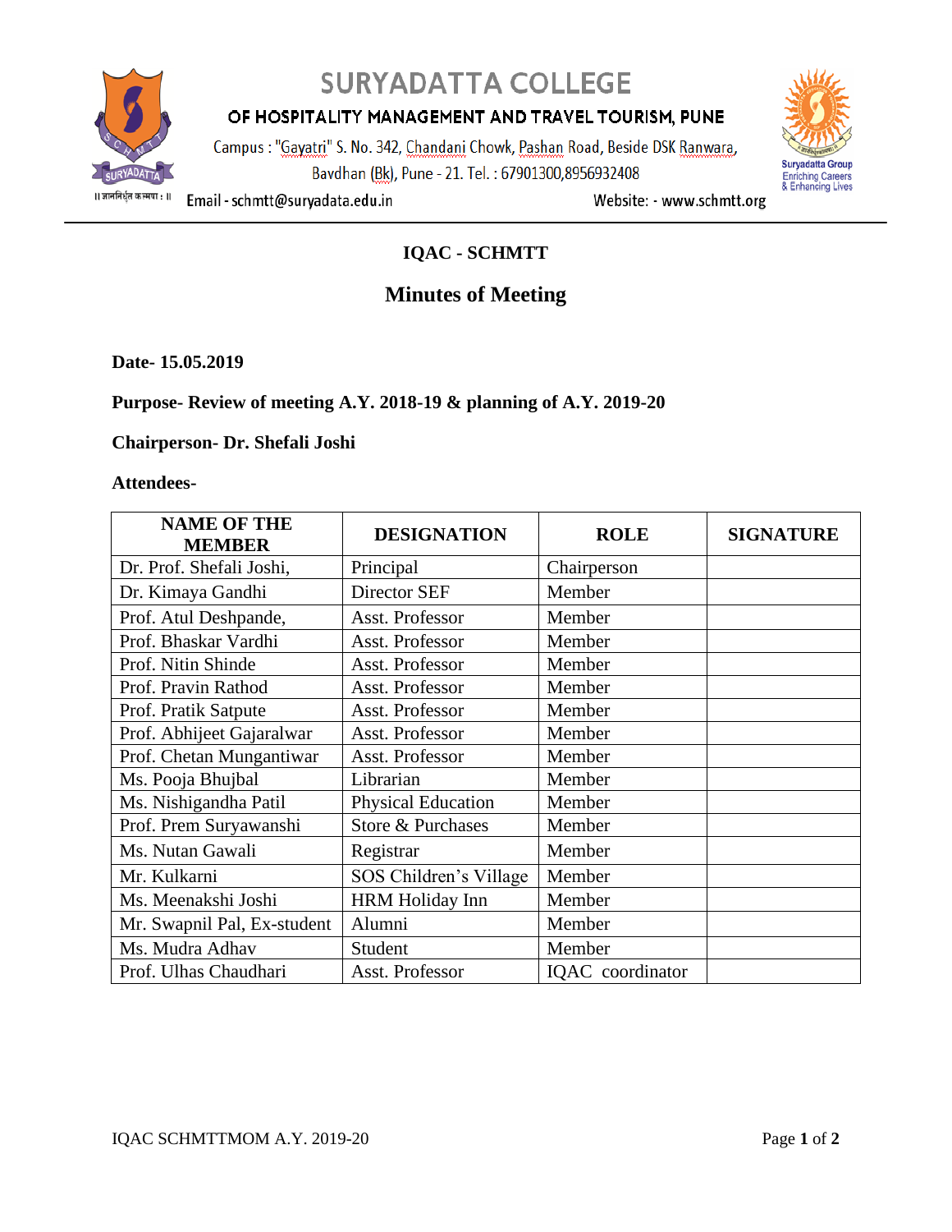# SURYADATTA COLLEGE

## OF HOSPITALITY MANAGEMENT AND TRAVEL TOURISM, PUNE

Campus : "Gayatri" S. No. 342, Chandani Chowk, Pashan Road, Beside DSK Ranwara, Bavdhan (Bk), Pune - 21. Tel. : 67901300,8956932408

Email - schmtt@suryadata.edu.in Website: - www.schmtt.org

॥ ज्ञाननिर्धूत कल्मषा : ॥

Suryadatta Group
Enriching Careers & Enhancing Lives

---

## IQAC - SCHMTT

## Minutes of Meeting

**Date- 15.05.2019**

**Purpose- Review of meeting A.Y. 2018-19 & planning of A.Y. 2019-20**

**Chairperson- Dr. Shefali Joshi**

**Attendees-**

| NAME OF THE MEMBER | DESIGNATION | ROLE | SIGNATURE |
|---|---|---|---|
| Dr. Prof. Shefali Joshi, | Principal | Chairperson | |
| Dr. Kimaya Gandhi | Director SEF | Member | |
| Prof. Atul Deshpande, | Asst. Professor | Member | |
| Prof. Bhaskar Vardhi | Asst. Professor | Member | |
| Prof. Nitin Shinde | Asst. Professor | Member | |
| Prof. Pravin Rathod | Asst. Professor | Member | |
| Prof. Pratik Satpute | Asst. Professor | Member | |
| Prof. Abhijeet Gajaralwar | Asst. Professor | Member | |
| Prof. Chetan Mungantiwar | Asst. Professor | Member | |
| Ms. Pooja Bhujbal | Librarian | Member | |
| Ms. Nishigandha Patil | Physical Education | Member | |
| Prof. Prem Suryawanshi | Store & Purchases | Member | |
| Ms. Nutan Gawali | Registrar | Member | |
| Mr. Kulkarni | SOS Children's Village | Member | |
| Ms. Meenakshi Joshi | HRM Holiday Inn | Member | |
| Mr. Swapnil Pal, Ex-student | Alumni | Member | |
| Ms. Mudra Adhav | Student | Member | |
| Prof. Ulhas Chaudhari | Asst. Professor | IQAC coordinator | |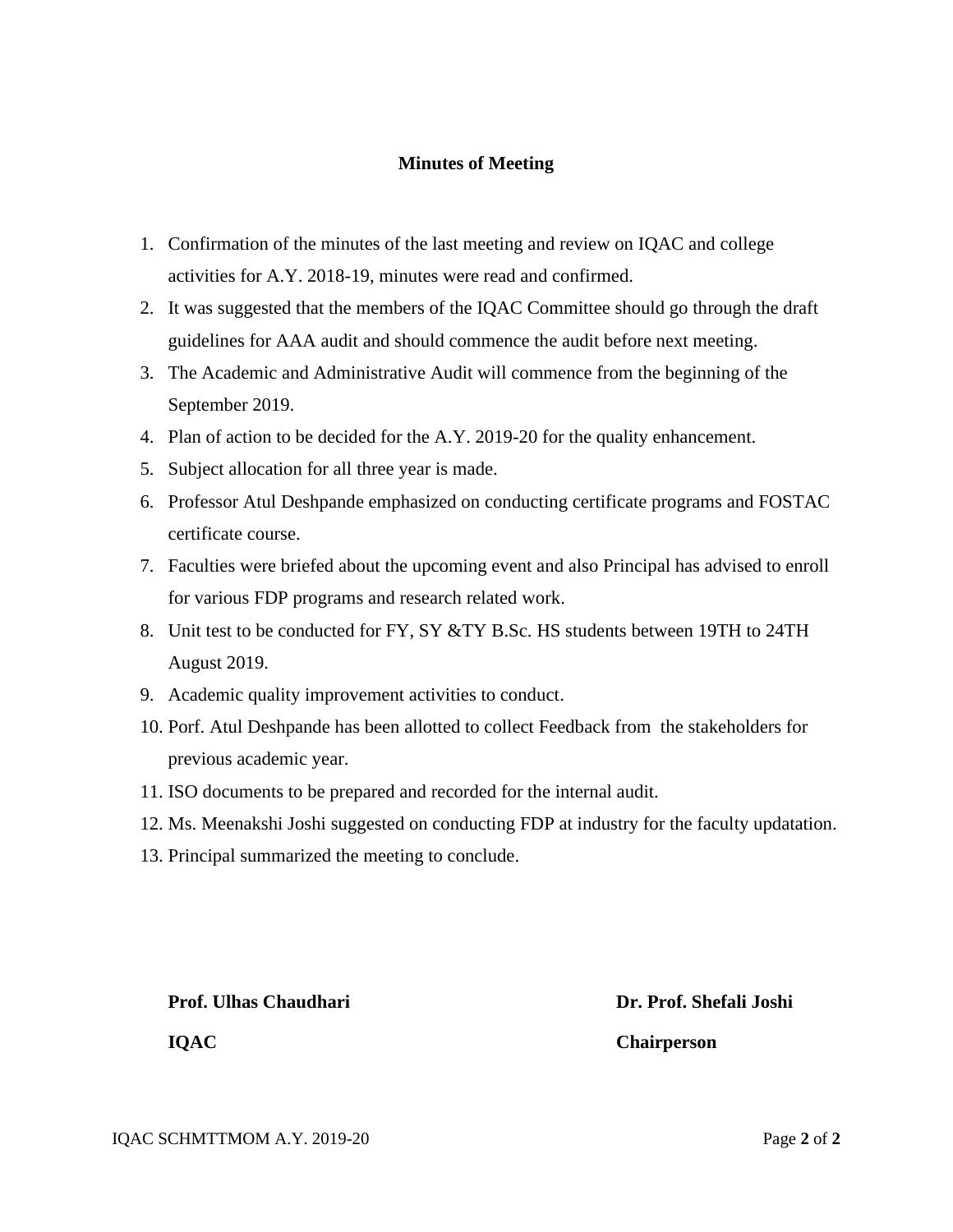**Minutes of Meeting**

1. Confirmation of the minutes of the last meeting and review on IQAC and college activities for A.Y. 2018-19, minutes were read and confirmed.
2. It was suggested that the members of the IQAC Committee should go through the draft guidelines for AAA audit and should commence the audit before next meeting.
3. The Academic and Administrative Audit will commence from the beginning of the September 2019.
4. Plan of action to be decided for the A.Y. 2019-20 for the quality enhancement.
5. Subject allocation for all three year is made.
6. Professor Atul Deshpande emphasized on conducting certificate programs and FOSTAC certificate course.
7. Faculties were briefed about the upcoming event and also Principal has advised to enroll for various FDP programs and research related work.
8. Unit test to be conducted for FY, SY &TY B.Sc. HS students between 19TH to 24TH August 2019.
9. Academic quality improvement activities to conduct.
10. Porf. Atul Deshpande has been allotted to collect Feedback from the stakeholders for previous academic year.
11. ISO documents to be prepared and recorded for the internal audit.
12. Ms. Meenakshi Joshi suggested on conducting FDP at industry for the faculty updatation.
13. Principal summarized the meeting to conclude.

**Prof. Ulhas Chaudhari**
**IQAC**

**Dr. Prof. Shefali Joshi**
**Chairperson**